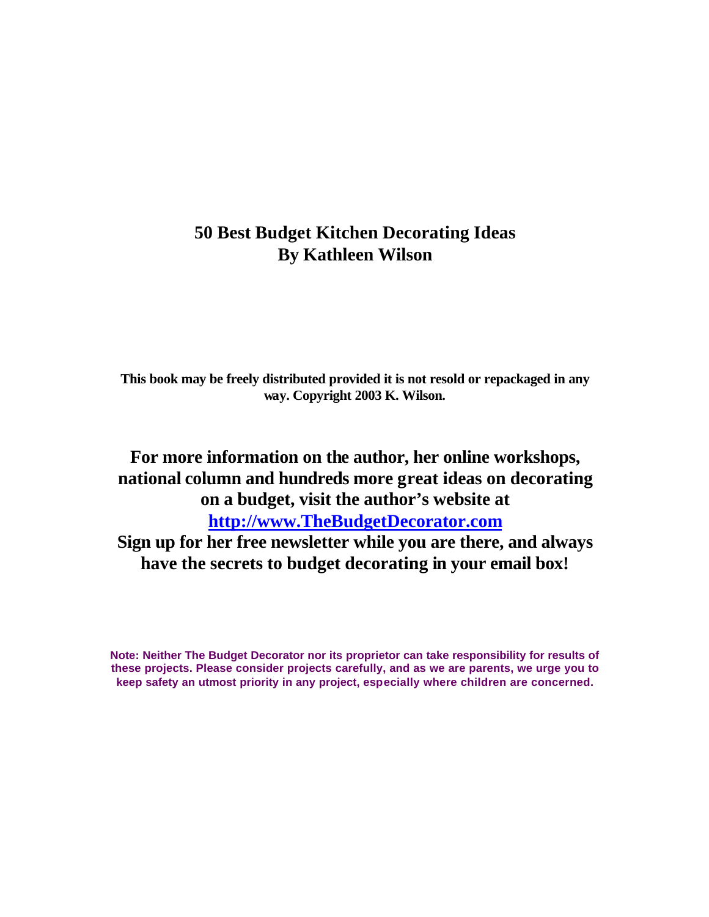# 50 Best Budget Kitchen Decorating Ideas
## By Kathleen Wilson

**This book may be freely distributed provided it is not resold or repackaged in any way. Copyright 2003 K. Wilson.**

**For more information on the author, her online workshops, national column and hundreds more great ideas on decorating on a budget, visit the author's website at [http://www.TheBudgetDecorator.com](http://www.TheBudgetDecorator.com)**
**Sign up for her free newsletter while you are there, and always have the secrets to budget decorating in your email box!**

**Note: Neither The Budget Decorator nor its proprietor can take responsibility for results of these projects. Please consider projects carefully, and as we are parents, we urge you to keep safety an utmost priority in any project, especially where children are concerned.**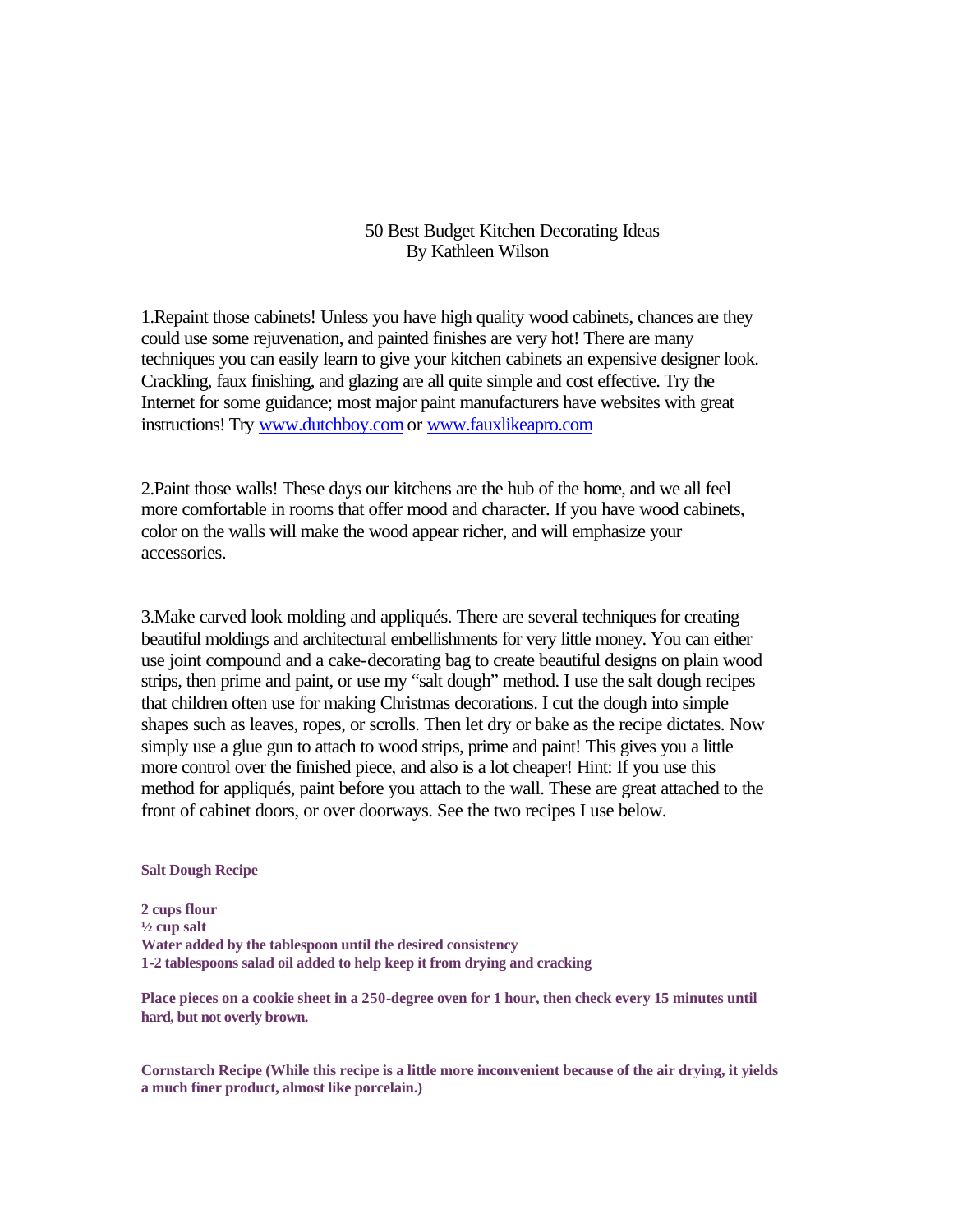# 50 Best Budget Kitchen Decorating Ideas
By Kathleen Wilson

1.Repaint those cabinets! Unless you have high quality wood cabinets, chances are they could use some rejuvenation, and painted finishes are very hot! There are many techniques you can easily learn to give your kitchen cabinets an expensive designer look. Crackling, faux finishing, and glazing are all quite simple and cost effective. Try the Internet for some guidance; most major paint manufacturers have websites with great instructions! Try [www.dutchboy.com](http://www.dutchboy.com) or [www.fauxlikeapro.com](http://www.fauxlikeapro.com)

2.Paint those walls! These days our kitchens are the hub of the home, and we all feel more comfortable in rooms that offer mood and character. If you have wood cabinets, color on the walls will make the wood appear richer, and will emphasize your accessories.

3.Make carved look molding and appliqués. There are several techniques for creating beautiful moldings and architectural embellishments for very little money. You can either use joint compound and a cake-decorating bag to create beautiful designs on plain wood strips, then prime and paint, or use my "salt dough" method. I use the salt dough recipes that children often use for making Christmas decorations. I cut the dough into simple shapes such as leaves, ropes, or scrolls. Then let dry or bake as the recipe dictates. Now simply use a glue gun to attach to wood strips, prime and paint! This gives you a little more control over the finished piece, and also is a lot cheaper! Hint: If you use this method for appliqués, paint before you attach to the wall. These are great attached to the front of cabinet doors, or over doorways. See the two recipes I use below.

**Salt Dough Recipe**

**2 cups flour**
**½ cup salt**
**Water added by the tablespoon until the desired consistency**
**1-2 tablespoons salad oil added to help keep it from drying and cracking**

**Place pieces on a cookie sheet in a 250-degree oven for 1 hour, then check every 15 minutes until hard, but not overly brown.**

**Cornstarch Recipe (While this recipe is a little more inconvenient because of the air drying, it yields a much finer product, almost like porcelain.)**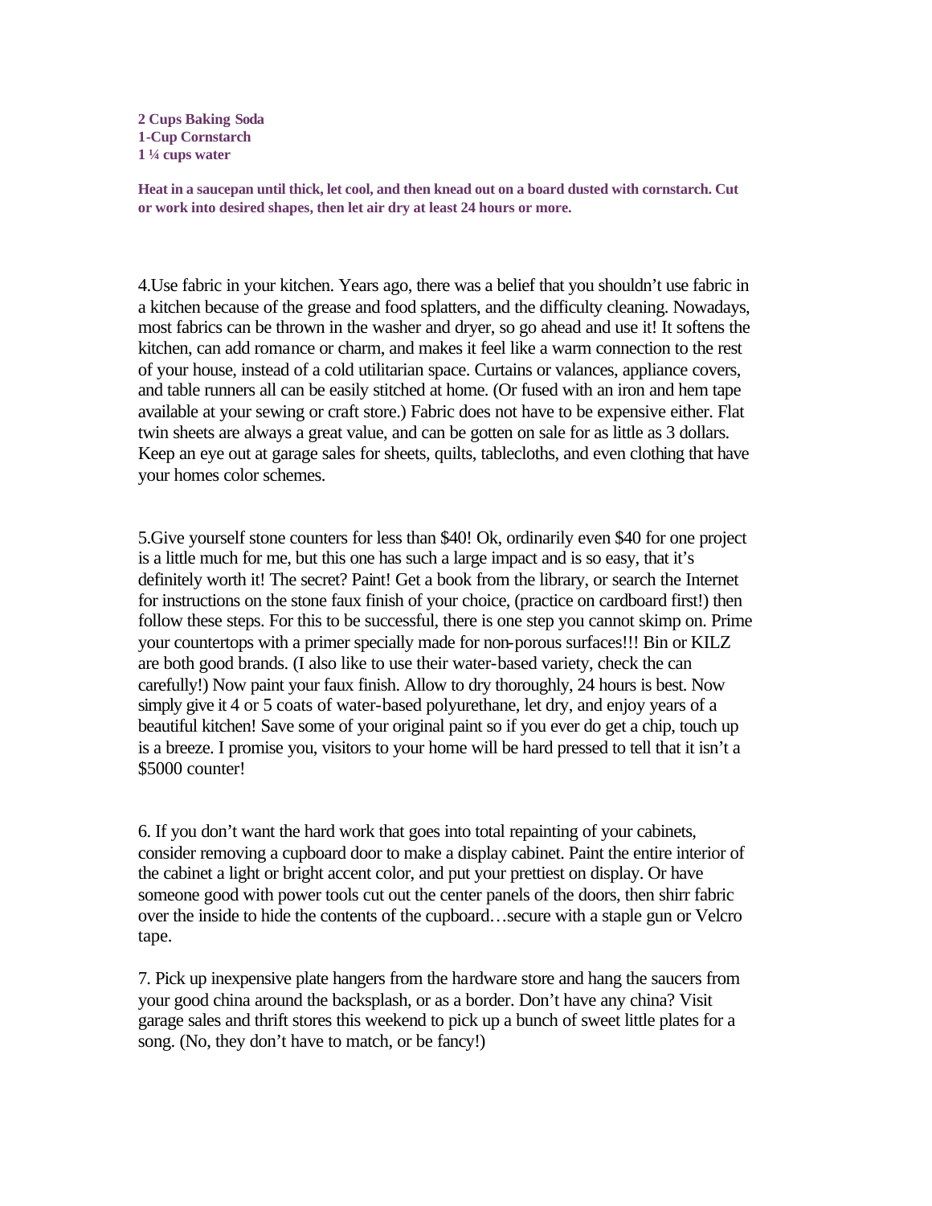**2 Cups Baking Soda**
**1-Cup Cornstarch**
**1 ¼ cups water**

**Heat in a saucepan until thick, let cool, and then knead out on a board dusted with cornstarch. Cut or work into desired shapes, then let air dry at least 24 hours or more.**

4.Use fabric in your kitchen. Years ago, there was a belief that you shouldn't use fabric in a kitchen because of the grease and food splatters, and the difficulty cleaning. Nowadays, most fabrics can be thrown in the washer and dryer, so go ahead and use it! It softens the kitchen, can add romance or charm, and makes it feel like a warm connection to the rest of your house, instead of a cold utilitarian space. Curtains or valances, appliance covers, and table runners all can be easily stitched at home. (Or fused with an iron and hem tape available at your sewing or craft store.) Fabric does not have to be expensive either. Flat twin sheets are always a great value, and can be gotten on sale for as little as 3 dollars. Keep an eye out at garage sales for sheets, quilts, tablecloths, and even clothing that have your homes color schemes.

5.Give yourself stone counters for less than $40! Ok, ordinarily even $40 for one project is a little much for me, but this one has such a large impact and is so easy, that it's definitely worth it! The secret? Paint! Get a book from the library, or search the Internet for instructions on the stone faux finish of your choice, (practice on cardboard first!) then follow these steps. For this to be successful, there is one step you cannot skimp on. Prime your countertops with a primer specially made for non-porous surfaces!!! Bin or KILZ are both good brands. (I also like to use their water-based variety, check the can carefully!) Now paint your faux finish. Allow to dry thoroughly, 24 hours is best. Now simply give it 4 or 5 coats of water-based polyurethane, let dry, and enjoy years of a beautiful kitchen! Save some of your original paint so if you ever do get a chip, touch up is a breeze. I promise you, visitors to your home will be hard pressed to tell that it isn't a $5000 counter!

6. If you don't want the hard work that goes into total repainting of your cabinets, consider removing a cupboard door to make a display cabinet. Paint the entire interior of the cabinet a light or bright accent color, and put your prettiest on display. Or have someone good with power tools cut out the center panels of the doors, then shirr fabric over the inside to hide the contents of the cupboard…secure with a staple gun or Velcro tape.

7. Pick up inexpensive plate hangers from the hardware store and hang the saucers from your good china around the backsplash, or as a border. Don't have any china? Visit garage sales and thrift stores this weekend to pick up a bunch of sweet little plates for a song. (No, they don't have to match, or be fancy!)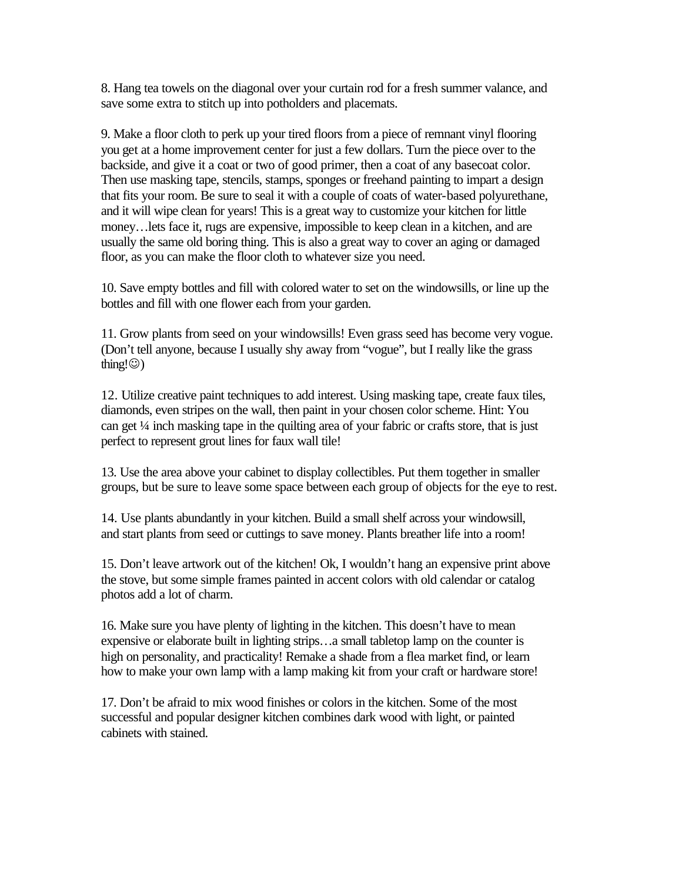8. Hang tea towels on the diagonal over your curtain rod for a fresh summer valance, and save some extra to stitch up into potholders and placemats.

9. Make a floor cloth to perk up your tired floors from a piece of remnant vinyl flooring you get at a home improvement center for just a few dollars. Turn the piece over to the backside, and give it a coat or two of good primer, then a coat of any basecoat color. Then use masking tape, stencils, stamps, sponges or freehand painting to impart a design that fits your room. Be sure to seal it with a couple of coats of water-based polyurethane, and it will wipe clean for years! This is a great way to customize your kitchen for little money…lets face it, rugs are expensive, impossible to keep clean in a kitchen, and are usually the same old boring thing. This is also a great way to cover an aging or damaged floor, as you can make the floor cloth to whatever size you need.

10. Save empty bottles and fill with colored water to set on the windowsills, or line up the bottles and fill with one flower each from your garden.

11. Grow plants from seed on your windowsills! Even grass seed has become very vogue. (Don't tell anyone, because I usually shy away from "vogue", but I really like the grass thing!☺)

12. Utilize creative paint techniques to add interest. Using masking tape, create faux tiles, diamonds, even stripes on the wall, then paint in your chosen color scheme. Hint: You can get ¼ inch masking tape in the quilting area of your fabric or crafts store, that is just perfect to represent grout lines for faux wall tile!

13. Use the area above your cabinet to display collectibles. Put them together in smaller groups, but be sure to leave some space between each group of objects for the eye to rest.

14. Use plants abundantly in your kitchen. Build a small shelf across your windowsill, and start plants from seed or cuttings to save money. Plants breather life into a room!

15. Don't leave artwork out of the kitchen! Ok, I wouldn't hang an expensive print above the stove, but some simple frames painted in accent colors with old calendar or catalog photos add a lot of charm.

16. Make sure you have plenty of lighting in the kitchen. This doesn't have to mean expensive or elaborate built in lighting strips…a small tabletop lamp on the counter is high on personality, and practicality! Remake a shade from a flea market find, or learn how to make your own lamp with a lamp making kit from your craft or hardware store!

17. Don't be afraid to mix wood finishes or colors in the kitchen. Some of the most successful and popular designer kitchen combines dark wood with light, or painted cabinets with stained.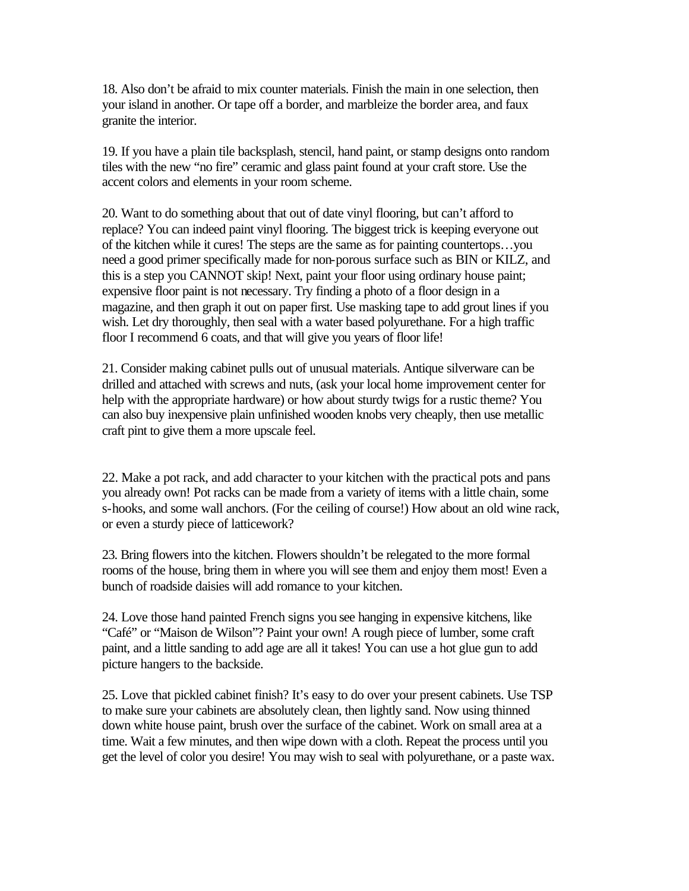18. Also don't be afraid to mix counter materials. Finish the main in one selection, then your island in another. Or tape off a border, and marbleize the border area, and faux granite the interior.

19. If you have a plain tile backsplash, stencil, hand paint, or stamp designs onto random tiles with the new "no fire" ceramic and glass paint found at your craft store. Use the accent colors and elements in your room scheme.

20. Want to do something about that out of date vinyl flooring, but can't afford to replace? You can indeed paint vinyl flooring. The biggest trick is keeping everyone out of the kitchen while it cures! The steps are the same as for painting countertops…you need a good primer specifically made for non-porous surface such as BIN or KILZ, and this is a step you CANNOT skip! Next, paint your floor using ordinary house paint; expensive floor paint is not necessary. Try finding a photo of a floor design in a magazine, and then graph it out on paper first. Use masking tape to add grout lines if you wish. Let dry thoroughly, then seal with a water based polyurethane. For a high traffic floor I recommend 6 coats, and that will give you years of floor life!

21. Consider making cabinet pulls out of unusual materials. Antique silverware can be drilled and attached with screws and nuts, (ask your local home improvement center for help with the appropriate hardware) or how about sturdy twigs for a rustic theme? You can also buy inexpensive plain unfinished wooden knobs very cheaply, then use metallic craft pint to give them a more upscale feel.

22. Make a pot rack, and add character to your kitchen with the practical pots and pans you already own! Pot racks can be made from a variety of items with a little chain, some s-hooks, and some wall anchors. (For the ceiling of course!) How about an old wine rack, or even a sturdy piece of latticework?

23. Bring flowers into the kitchen. Flowers shouldn't be relegated to the more formal rooms of the house, bring them in where you will see them and enjoy them most! Even a bunch of roadside daisies will add romance to your kitchen.

24. Love those hand painted French signs you see hanging in expensive kitchens, like "Café" or "Maison de Wilson"? Paint your own! A rough piece of lumber, some craft paint, and a little sanding to add age are all it takes! You can use a hot glue gun to add picture hangers to the backside.

25. Love that pickled cabinet finish? It's easy to do over your present cabinets. Use TSP to make sure your cabinets are absolutely clean, then lightly sand. Now using thinned down white house paint, brush over the surface of the cabinet. Work on small area at a time. Wait a few minutes, and then wipe down with a cloth. Repeat the process until you get the level of color you desire! You may wish to seal with polyurethane, or a paste wax.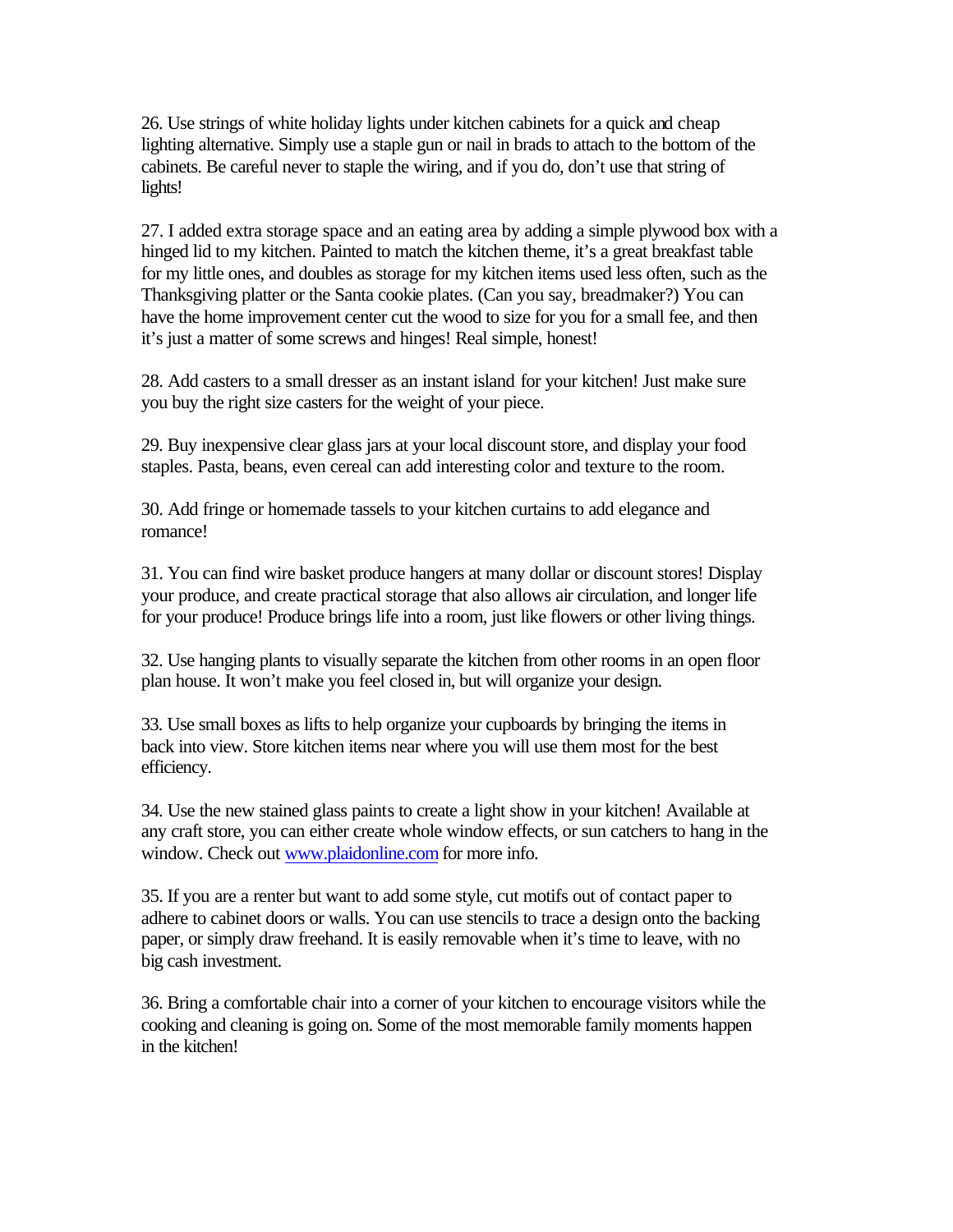26. Use strings of white holiday lights under kitchen cabinets for a quick and cheap lighting alternative. Simply use a staple gun or nail in brads to attach to the bottom of the cabinets. Be careful never to staple the wiring, and if you do, don't use that string of lights!

27. I added extra storage space and an eating area by adding a simple plywood box with a hinged lid to my kitchen. Painted to match the kitchen theme, it's a great breakfast table for my little ones, and doubles as storage for my kitchen items used less often, such as the Thanksgiving platter or the Santa cookie plates. (Can you say, breadmaker?) You can have the home improvement center cut the wood to size for you for a small fee, and then it's just a matter of some screws and hinges! Real simple, honest!

28. Add casters to a small dresser as an instant island for your kitchen! Just make sure you buy the right size casters for the weight of your piece.

29. Buy inexpensive clear glass jars at your local discount store, and display your food staples. Pasta, beans, even cereal can add interesting color and texture to the room.

30. Add fringe or homemade tassels to your kitchen curtains to add elegance and romance!

31. You can find wire basket produce hangers at many dollar or discount stores! Display your produce, and create practical storage that also allows air circulation, and longer life for your produce! Produce brings life into a room, just like flowers or other living things.

32. Use hanging plants to visually separate the kitchen from other rooms in an open floor plan house. It won't make you feel closed in, but will organize your design.

33. Use small boxes as lifts to help organize your cupboards by bringing the items in back into view. Store kitchen items near where you will use them most for the best efficiency.

34. Use the new stained glass paints to create a light show in your kitchen! Available at any craft store, you can either create whole window effects, or sun catchers to hang in the window. Check out [www.plaidonline.com](http://www.plaidonline.com) for more info.

35. If you are a renter but want to add some style, cut motifs out of contact paper to adhere to cabinet doors or walls. You can use stencils to trace a design onto the backing paper, or simply draw freehand. It is easily removable when it's time to leave, with no big cash investment.

36. Bring a comfortable chair into a corner of your kitchen to encourage visitors while the cooking and cleaning is going on. Some of the most memorable family moments happen in the kitchen!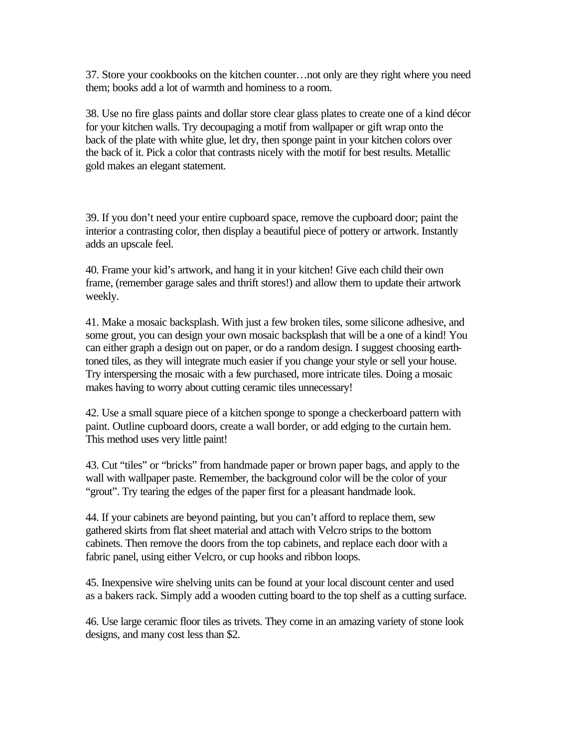37. Store your cookbooks on the kitchen counter…not only are they right where you need them; books add a lot of warmth and hominess to a room.

38. Use no fire glass paints and dollar store clear glass plates to create one of a kind décor for your kitchen walls. Try decoupaging a motif from wallpaper or gift wrap onto the back of the plate with white glue, let dry, then sponge paint in your kitchen colors over the back of it. Pick a color that contrasts nicely with the motif for best results. Metallic gold makes an elegant statement.

39. If you don't need your entire cupboard space, remove the cupboard door; paint the interior a contrasting color, then display a beautiful piece of pottery or artwork. Instantly adds an upscale feel.

40. Frame your kid's artwork, and hang it in your kitchen! Give each child their own frame, (remember garage sales and thrift stores!) and allow them to update their artwork weekly.

41. Make a mosaic backsplash. With just a few broken tiles, some silicone adhesive, and some grout, you can design your own mosaic backsplash that will be a one of a kind! You can either graph a design out on paper, or do a random design. I suggest choosing earth-toned tiles, as they will integrate much easier if you change your style or sell your house. Try interspersing the mosaic with a few purchased, more intricate tiles. Doing a mosaic makes having to worry about cutting ceramic tiles unnecessary!

42. Use a small square piece of a kitchen sponge to sponge a checkerboard pattern with paint. Outline cupboard doors, create a wall border, or add edging to the curtain hem. This method uses very little paint!

43. Cut "tiles" or "bricks" from handmade paper or brown paper bags, and apply to the wall with wallpaper paste. Remember, the background color will be the color of your "grout". Try tearing the edges of the paper first for a pleasant handmade look.

44. If your cabinets are beyond painting, but you can't afford to replace them, sew gathered skirts from flat sheet material and attach with Velcro strips to the bottom cabinets. Then remove the doors from the top cabinets, and replace each door with a fabric panel, using either Velcro, or cup hooks and ribbon loops.

45. Inexpensive wire shelving units can be found at your local discount center and used as a bakers rack. Simply add a wooden cutting board to the top shelf as a cutting surface.

46. Use large ceramic floor tiles as trivets. They come in an amazing variety of stone look designs, and many cost less than $2.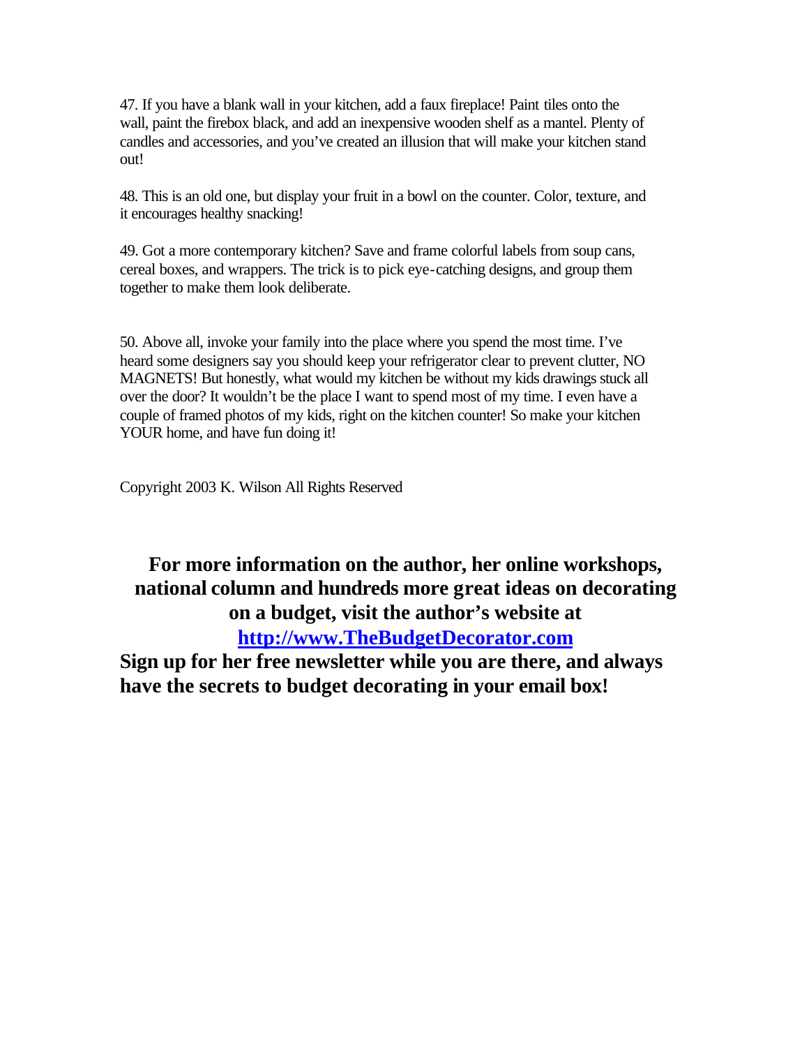47. If you have a blank wall in your kitchen, add a faux fireplace! Paint tiles onto the wall, paint the firebox black, and add an inexpensive wooden shelf as a mantel. Plenty of candles and accessories, and you've created an illusion that will make your kitchen stand out!

48. This is an old one, but display your fruit in a bowl on the counter. Color, texture, and it encourages healthy snacking!

49. Got a more contemporary kitchen? Save and frame colorful labels from soup cans, cereal boxes, and wrappers. The trick is to pick eye-catching designs, and group them together to make them look deliberate.

50. Above all, invoke your family into the place where you spend the most time. I've heard some designers say you should keep your refrigerator clear to prevent clutter, NO MAGNETS! But honestly, what would my kitchen be without my kids drawings stuck all over the door? It wouldn't be the place I want to spend most of my time. I even have a couple of framed photos of my kids, right on the kitchen counter! So make your kitchen YOUR home, and have fun doing it!

Copyright 2003 K. Wilson All Rights Reserved

**For more information on the author, her online workshops, national column and hundreds more great ideas on decorating on a budget, visit the author's website at [http://www.TheBudgetDecorator.com](http://www.TheBudgetDecorator.com)**

**Sign up for her free newsletter while you are there, and always have the secrets to budget decorating in your email box!**